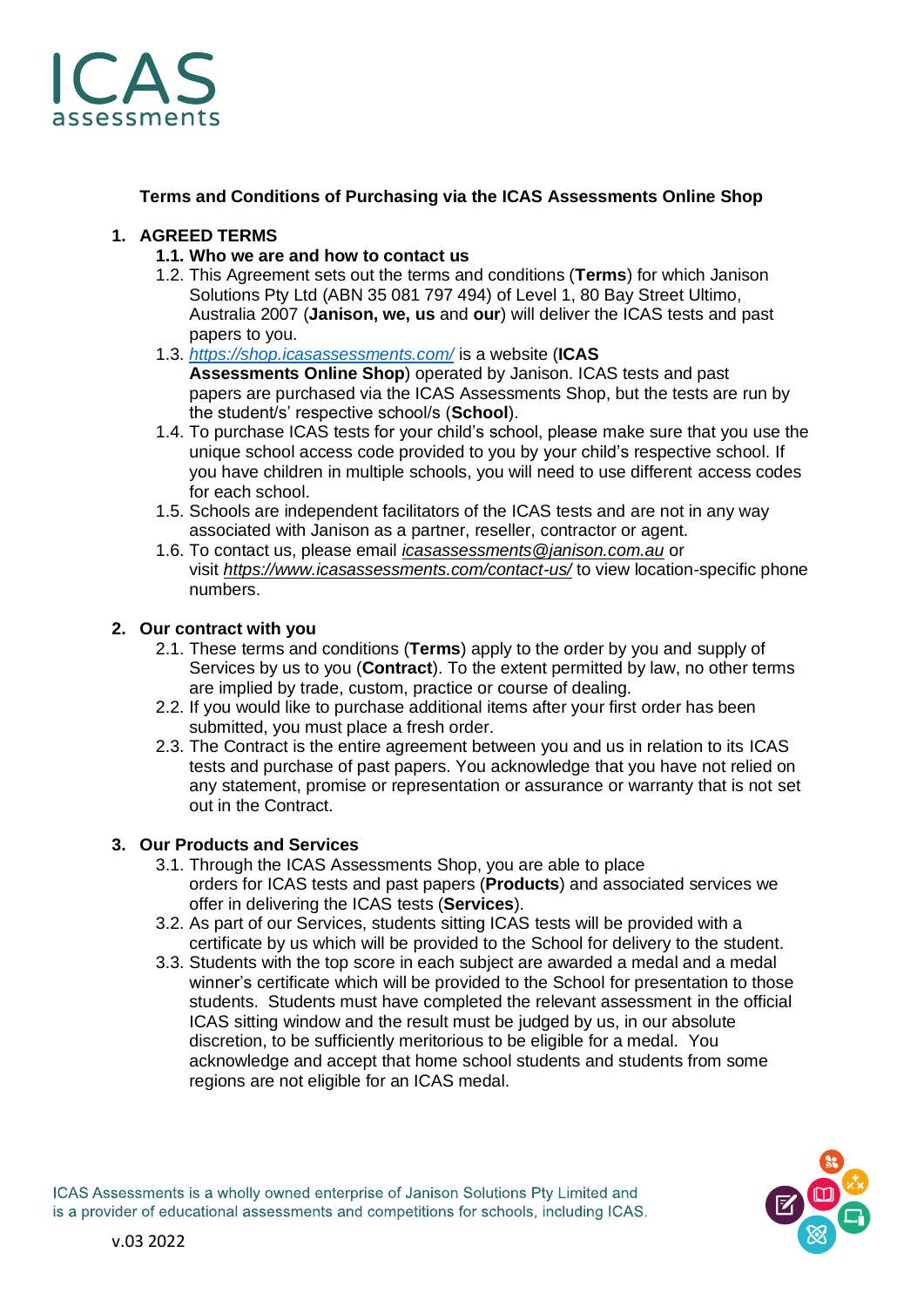ICAS assessments

## Terms and Conditions of Purchasing via the ICAS Assessments Online Shop

### 1. AGREED TERMS

**1.1. Who we are and how to contact us**

1.2. This Agreement sets out the terms and conditions (**Terms**) for which Janison Solutions Pty Ltd (ABN 35 081 797 494) of Level 1, 80 Bay Street Ultimo, Australia 2007 (**Janison, we, us** and **our**) will deliver the ICAS tests and past papers to you.

1.3. *https://shop.icasassessments.com/* is a website (**ICAS Assessments Online Shop**) operated by Janison. ICAS tests and past papers are purchased via the ICAS Assessments Shop, but the tests are run by the student/s' respective school/s (**School**).

1.4. To purchase ICAS tests for your child's school, please make sure that you use the unique school access code provided to you by your child's respective school. If you have children in multiple schools, you will need to use different access codes for each school.

1.5. Schools are independent facilitators of the ICAS tests and are not in any way associated with Janison as a partner, reseller, contractor or agent.

1.6. To contact us, please email *icasassessments@janison.com.au* or visit *https://www.icasassessments.com/contact-us/* to view location-specific phone numbers.

### 2. Our contract with you

2.1. These terms and conditions (**Terms**) apply to the order by you and supply of Services by us to you (**Contract**). To the extent permitted by law, no other terms are implied by trade, custom, practice or course of dealing.

2.2. If you would like to purchase additional items after your first order has been submitted, you must place a fresh order.

2.3. The Contract is the entire agreement between you and us in relation to its ICAS tests and purchase of past papers. You acknowledge that you have not relied on any statement, promise or representation or assurance or warranty that is not set out in the Contract.

### 3. Our Products and Services

3.1. Through the ICAS Assessments Shop, you are able to place orders for ICAS tests and past papers (**Products**) and associated services we offer in delivering the ICAS tests (**Services**).

3.2. As part of our Services, students sitting ICAS tests will be provided with a certificate by us which will be provided to the School for delivery to the student.

3.3. Students with the top score in each subject are awarded a medal and a medal winner's certificate which will be provided to the School for presentation to those students. Students must have completed the relevant assessment in the official ICAS sitting window and the result must be judged by us, in our absolute discretion, to be sufficiently meritorious to be eligible for a medal. You acknowledge and accept that home school students and students from some regions are not eligible for an ICAS medal.

ICAS Assessments is a wholly owned enterprise of Janison Solutions Pty Limited and is a provider of educational assessments and competitions for schools, including ICAS.

v.03 2022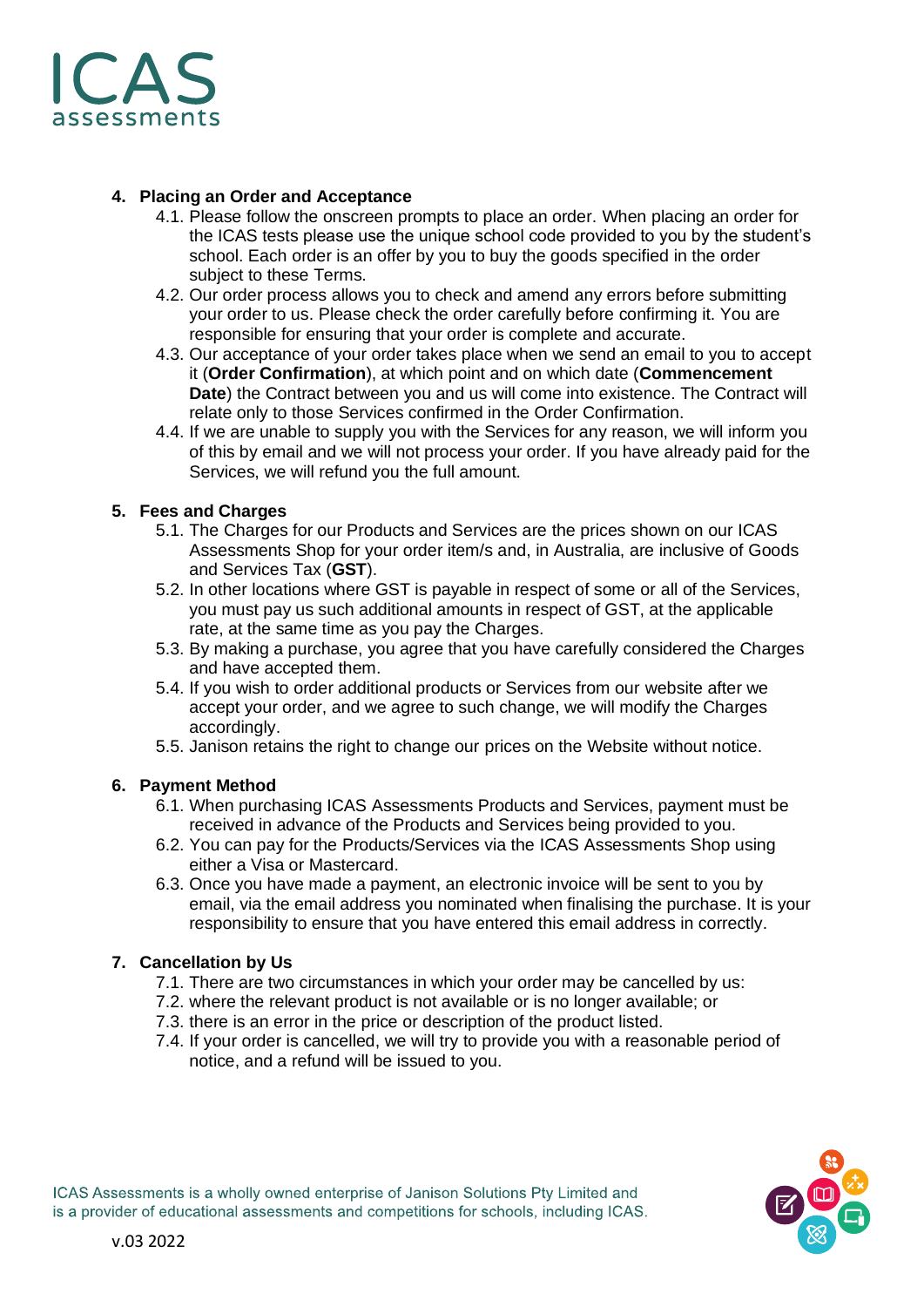## 4. Placing an Order and Acceptance

4.1. Please follow the onscreen prompts to place an order. When placing an order for the ICAS tests please use the unique school code provided to you by the student's school. Each order is an offer by you to buy the goods specified in the order subject to these Terms.

4.2. Our order process allows you to check and amend any errors before submitting your order to us. Please check the order carefully before confirming it. You are responsible for ensuring that your order is complete and accurate.

4.3. Our acceptance of your order takes place when we send an email to you to accept it (**Order Confirmation**), at which point and on which date (**Commencement Date**) the Contract between you and us will come into existence. The Contract will relate only to those Services confirmed in the Order Confirmation.

4.4. If we are unable to supply you with the Services for any reason, we will inform you of this by email and we will not process your order. If you have already paid for the Services, we will refund you the full amount.

## 5. Fees and Charges

5.1. The Charges for our Products and Services are the prices shown on our ICAS Assessments Shop for your order item/s and, in Australia, are inclusive of Goods and Services Tax (**GST**).

5.2. In other locations where GST is payable in respect of some or all of the Services, you must pay us such additional amounts in respect of GST, at the applicable rate, at the same time as you pay the Charges.

5.3. By making a purchase, you agree that you have carefully considered the Charges and have accepted them.

5.4. If you wish to order additional products or Services from our website after we accept your order, and we agree to such change, we will modify the Charges accordingly.

5.5. Janison retains the right to change our prices on the Website without notice.

## 6. Payment Method

6.1. When purchasing ICAS Assessments Products and Services, payment must be received in advance of the Products and Services being provided to you.

6.2. You can pay for the Products/Services via the ICAS Assessments Shop using either a Visa or Mastercard.

6.3. Once you have made a payment, an electronic invoice will be sent to you by email, via the email address you nominated when finalising the purchase. It is your responsibility to ensure that you have entered this email address in correctly.

## 7. Cancellation by Us

7.1. There are two circumstances in which your order may be cancelled by us:

7.2. where the relevant product is not available or is no longer available; or

7.3. there is an error in the price or description of the product listed.

7.4. If your order is cancelled, we will try to provide you with a reasonable period of notice, and a refund will be issued to you.

ICAS Assessments is a wholly owned enterprise of Janison Solutions Pty Limited and is a provider of educational assessments and competitions for schools, including ICAS.

v.03 2022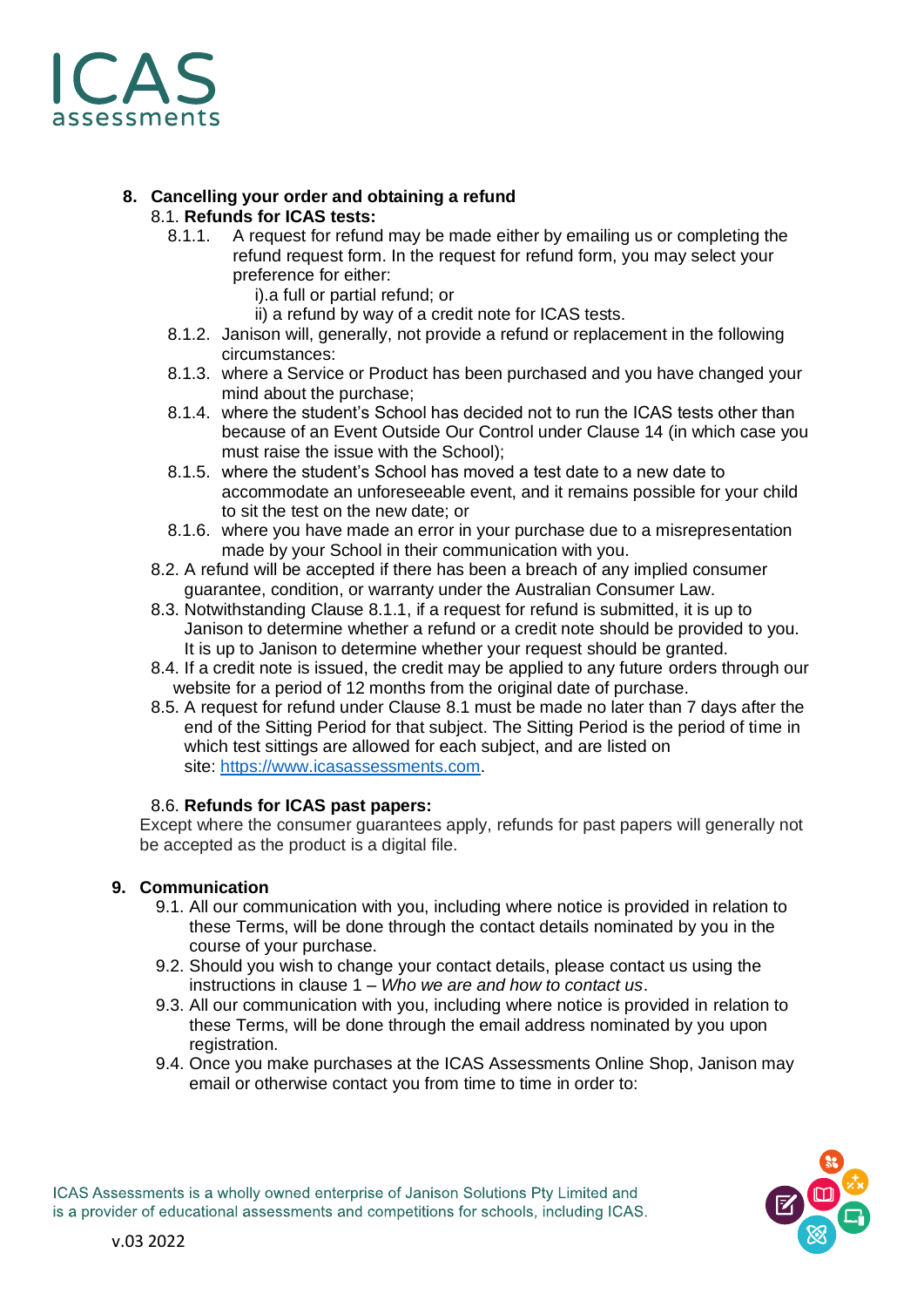## 8. Cancelling your order and obtaining a refund

### 8.1. Refunds for ICAS tests:

8.1.1. A request for refund may be made either by emailing us or completing the refund request form. In the request for refund form, you may select your preference for either:

i).a full or partial refund; or

ii) a refund by way of a credit note for ICAS tests.

8.1.2. Janison will, generally, not provide a refund or replacement in the following circumstances:

8.1.3. where a Service or Product has been purchased and you have changed your mind about the purchase;

8.1.4. where the student's School has decided not to run the ICAS tests other than because of an Event Outside Our Control under Clause 14 (in which case you must raise the issue with the School);

8.1.5. where the student's School has moved a test date to a new date to accommodate an unforeseeable event, and it remains possible for your child to sit the test on the new date; or

8.1.6. where you have made an error in your purchase due to a misrepresentation made by your School in their communication with you.

8.2. A refund will be accepted if there has been a breach of any implied consumer guarantee, condition, or warranty under the Australian Consumer Law.

8.3. Notwithstanding Clause 8.1.1, if a request for refund is submitted, it is up to Janison to determine whether a refund or a credit note should be provided to you. It is up to Janison to determine whether your request should be granted.

8.4. If a credit note is issued, the credit may be applied to any future orders through our website for a period of 12 months from the original date of purchase.

8.5. A request for refund under Clause 8.1 must be made no later than 7 days after the end of the Sitting Period for that subject. The Sitting Period is the period of time in which test sittings are allowed for each subject, and are listed on site: https://www.icasassessments.com.

### 8.6. Refunds for ICAS past papers:

Except where the consumer guarantees apply, refunds for past papers will generally not be accepted as the product is a digital file.

## 9. Communication

9.1. All our communication with you, including where notice is provided in relation to these Terms, will be done through the contact details nominated by you in the course of your purchase.

9.2. Should you wish to change your contact details, please contact us using the instructions in clause 1 – *Who we are and how to contact us*.

9.3. All our communication with you, including where notice is provided in relation to these Terms, will be done through the email address nominated by you upon registration.

9.4. Once you make purchases at the ICAS Assessments Online Shop, Janison may email or otherwise contact you from time to time in order to: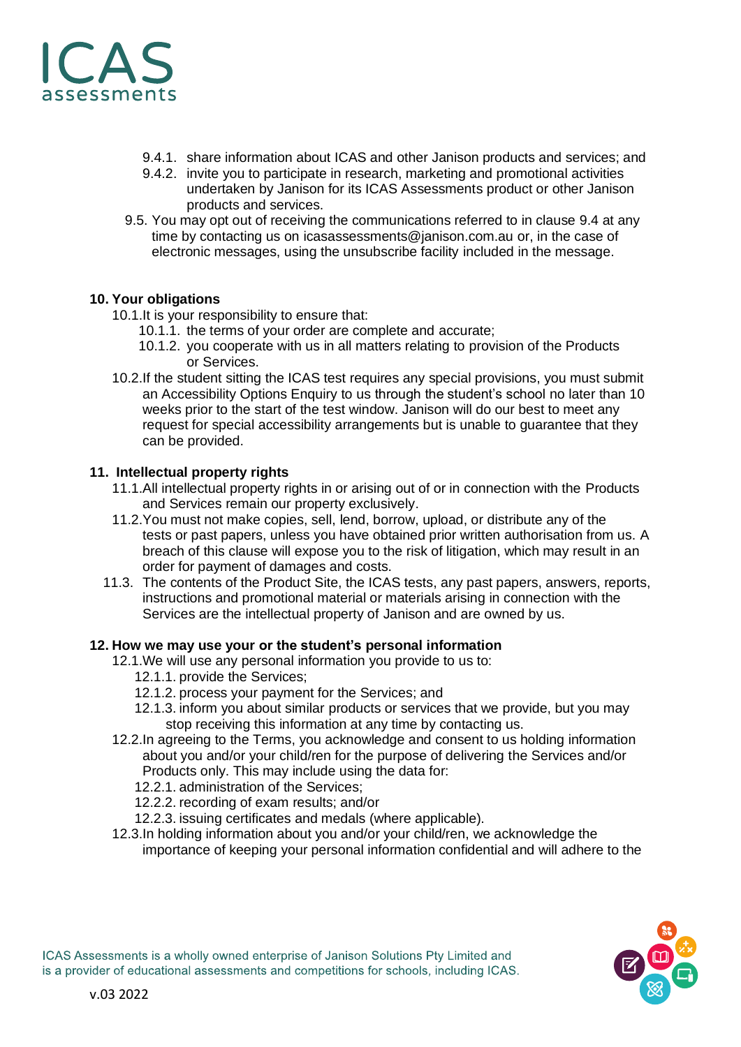9.4.1. share information about ICAS and other Janison products and services; and

9.4.2. invite you to participate in research, marketing and promotional activities undertaken by Janison for its ICAS Assessments product or other Janison products and services.

9.5. You may opt out of receiving the communications referred to in clause 9.4 at any time by contacting us on icasassessments@janison.com.au or, in the case of electronic messages, using the unsubscribe facility included in the message.

**10. Your obligations**

10.1. It is your responsibility to ensure that:

10.1.1. the terms of your order are complete and accurate;

10.1.2. you cooperate with us in all matters relating to provision of the Products or Services.

10.2. If the student sitting the ICAS test requires any special provisions, you must submit an Accessibility Options Enquiry to us through the student's school no later than 10 weeks prior to the start of the test window. Janison will do our best to meet any request for special accessibility arrangements but is unable to guarantee that they can be provided.

**11. Intellectual property rights**

11.1. All intellectual property rights in or arising out of or in connection with the Products and Services remain our property exclusively.

11.2. You must not make copies, sell, lend, borrow, upload, or distribute any of the tests or past papers, unless you have obtained prior written authorisation from us. A breach of this clause will expose you to the risk of litigation, which may result in an order for payment of damages and costs.

11.3. The contents of the Product Site, the ICAS tests, any past papers, answers, reports, instructions and promotional material or materials arising in connection with the Services are the intellectual property of Janison and are owned by us.

**12. How we may use your or the student's personal information**

12.1. We will use any personal information you provide to us to:

12.1.1. provide the Services;

12.1.2. process your payment for the Services; and

12.1.3. inform you about similar products or services that we provide, but you may stop receiving this information at any time by contacting us.

12.2. In agreeing to the Terms, you acknowledge and consent to us holding information about you and/or your child/ren for the purpose of delivering the Services and/or Products only. This may include using the data for:

12.2.1. administration of the Services;

12.2.2. recording of exam results; and/or

12.2.3. issuing certificates and medals (where applicable).

12.3. In holding information about you and/or your child/ren, we acknowledge the importance of keeping your personal information confidential and will adhere to the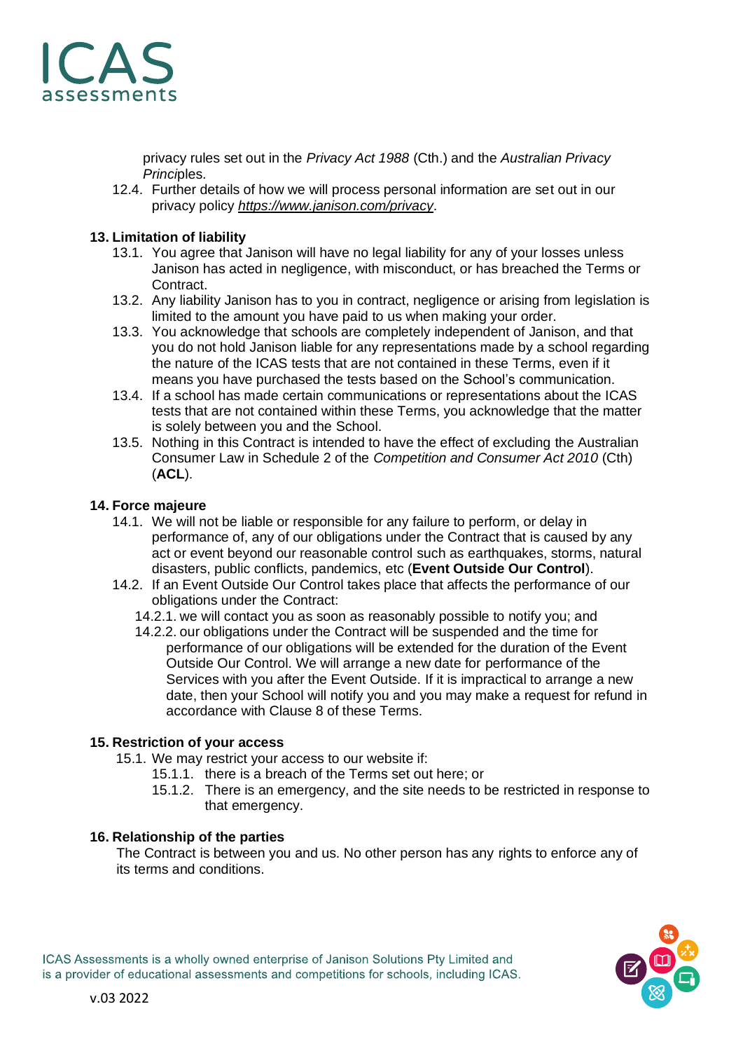privacy rules set out in the *Privacy Act 1988* (Cth.) and the *Australian Privacy Princi*ples.

12.4. Further details of how we will process personal information are set out in our privacy policy *https://www.janison.com/privacy*.

## 13. Limitation of liability

13.1. You agree that Janison will have no legal liability for any of your losses unless Janison has acted in negligence, with misconduct, or has breached the Terms or Contract.

13.2. Any liability Janison has to you in contract, negligence or arising from legislation is limited to the amount you have paid to us when making your order.

13.3. You acknowledge that schools are completely independent of Janison, and that you do not hold Janison liable for any representations made by a school regarding the nature of the ICAS tests that are not contained in these Terms, even if it means you have purchased the tests based on the School's communication.

13.4. If a school has made certain communications or representations about the ICAS tests that are not contained within these Terms, you acknowledge that the matter is solely between you and the School.

13.5. Nothing in this Contract is intended to have the effect of excluding the Australian Consumer Law in Schedule 2 of the *Competition and Consumer Act 2010* (Cth) (**ACL**).

## 14. Force majeure

14.1. We will not be liable or responsible for any failure to perform, or delay in performance of, any of our obligations under the Contract that is caused by any act or event beyond our reasonable control such as earthquakes, storms, natural disasters, public conflicts, pandemics, etc (**Event Outside Our Control**).

14.2. If an Event Outside Our Control takes place that affects the performance of our obligations under the Contract:

14.2.1. we will contact you as soon as reasonably possible to notify you; and

14.2.2. our obligations under the Contract will be suspended and the time for performance of our obligations will be extended for the duration of the Event Outside Our Control. We will arrange a new date for performance of the Services with you after the Event Outside. If it is impractical to arrange a new date, then your School will notify you and you may make a request for refund in accordance with Clause 8 of these Terms.

## 15. Restriction of your access

15.1. We may restrict your access to our website if:

15.1.1. there is a breach of the Terms set out here; or

15.1.2. There is an emergency, and the site needs to be restricted in response to that emergency.

## 16. Relationship of the parties

The Contract is between you and us. No other person has any rights to enforce any of its terms and conditions.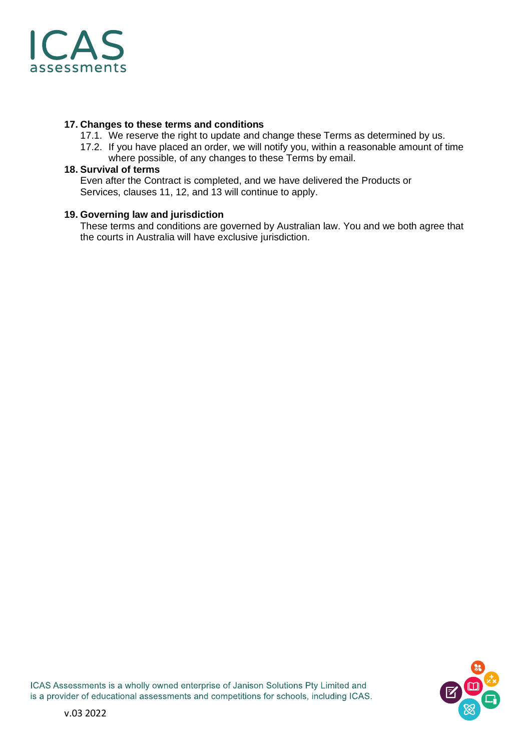**17. Changes to these terms and conditions**

17.1. We reserve the right to update and change these Terms as determined by us.

17.2. If you have placed an order, we will notify you, within a reasonable amount of time where possible, of any changes to these Terms by email.

**18. Survival of terms**

Even after the Contract is completed, and we have delivered the Products or Services, clauses 11, 12, and 13 will continue to apply.

**19. Governing law and jurisdiction**

These terms and conditions are governed by Australian law. You and we both agree that the courts in Australia will have exclusive jurisdiction.

ICAS Assessments is a wholly owned enterprise of Janison Solutions Pty Limited and is a provider of educational assessments and competitions for schools, including ICAS.

v.03 2022